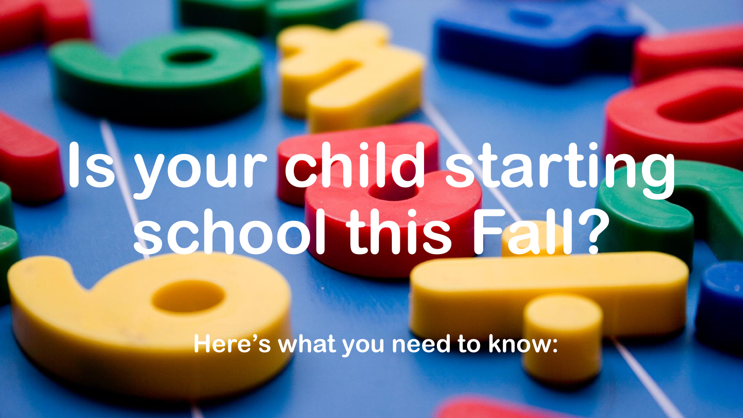# Is your child starting school this Fall?

**Here's what you need to know:**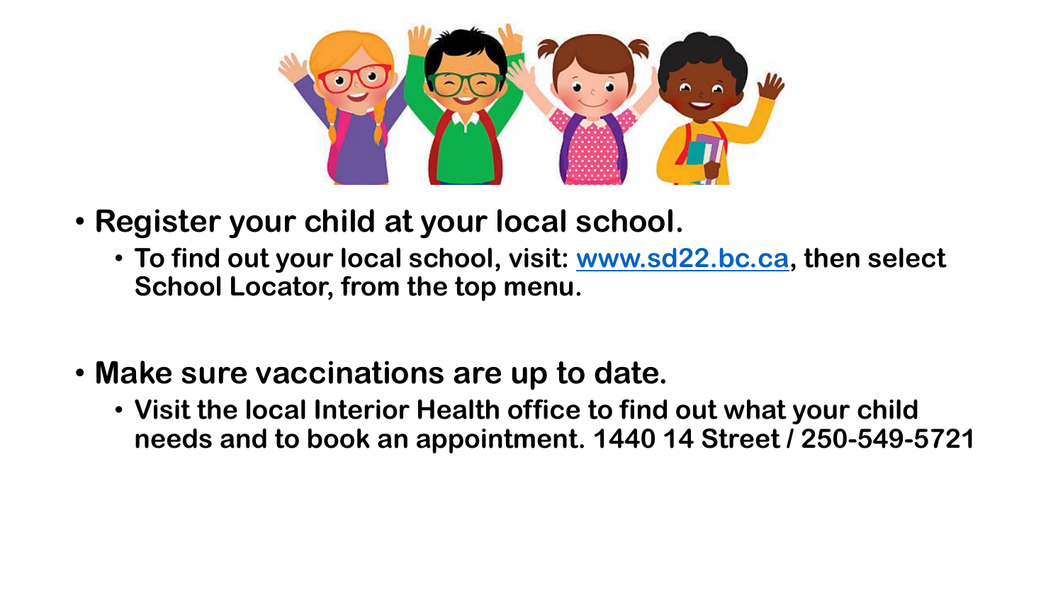- **Register your child at your local school.**
  - **To find out your local school, visit: [www.sd22.bc.ca](http://www.sd22.bc.ca), then select School Locator, from the top menu.**

- **Make sure vaccinations are up to date.**
  - **Visit the local Interior Health office to find out what your child needs and to book an appointment. 1440 14 Street / 250-549-5721**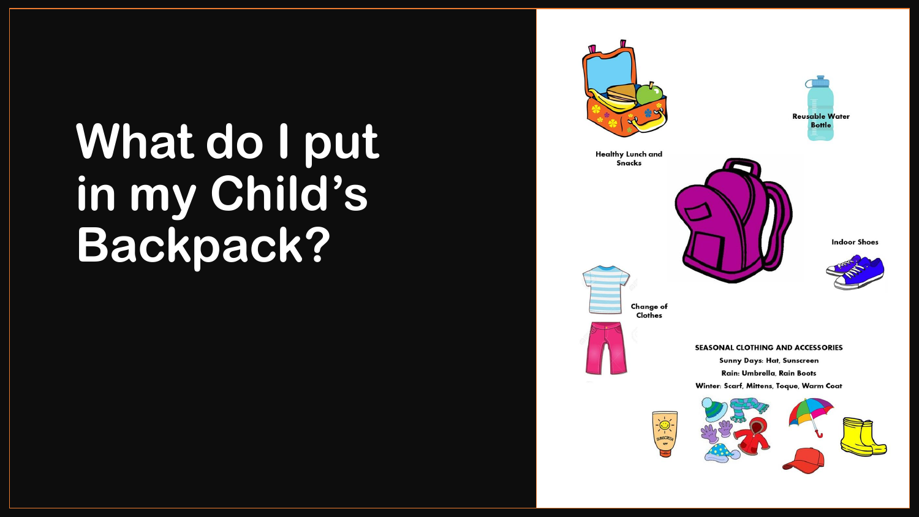# What do I put in my Child's Backpack?

Healthy Lunch and Snacks

Reusable Water Bottle

Indoor Shoes

Change of Clothes

SEASONAL CLOTHING AND ACCESSORIES

Sunny Days: Hat, Sunscreen

Rain: Umbrella, Rain Boots

Winter: Scarf, Mittens, Toque, Warm Coat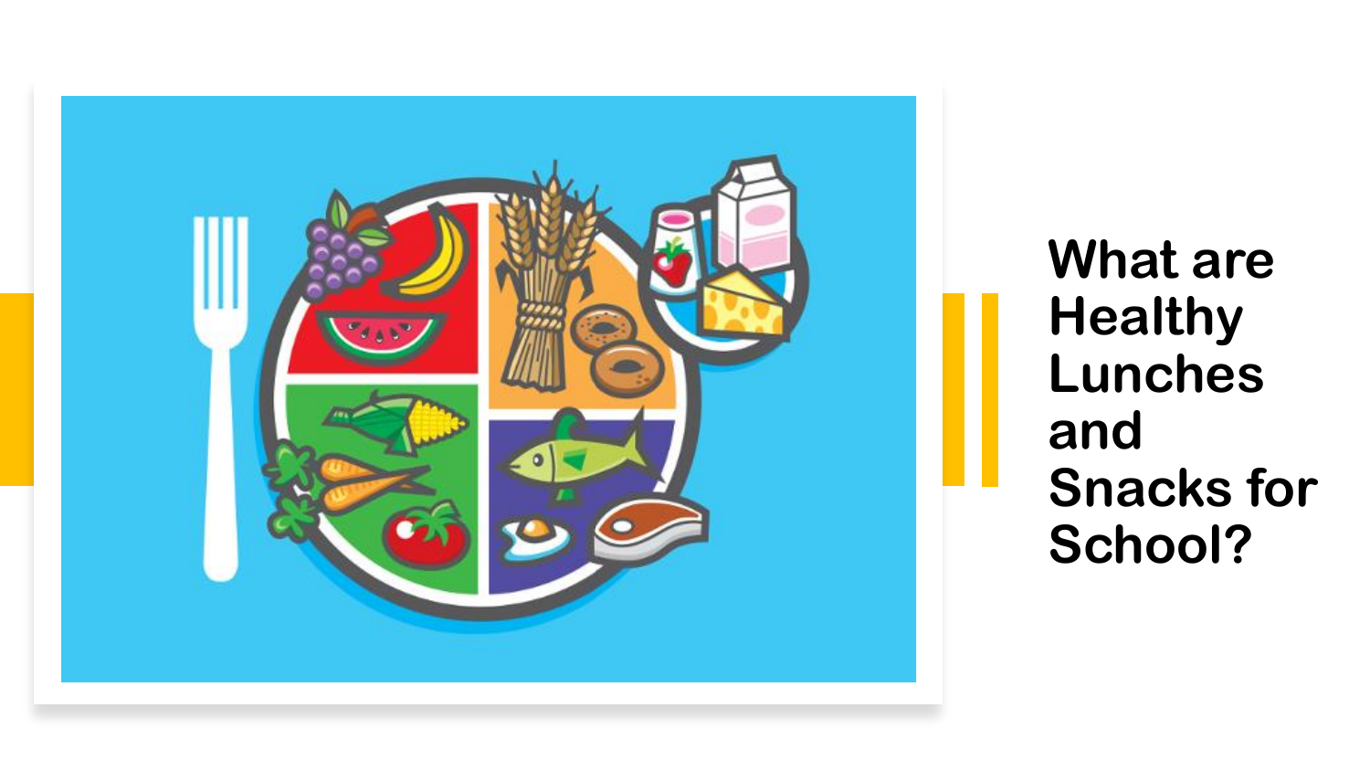# What are Healthy Lunches and Snacks for School?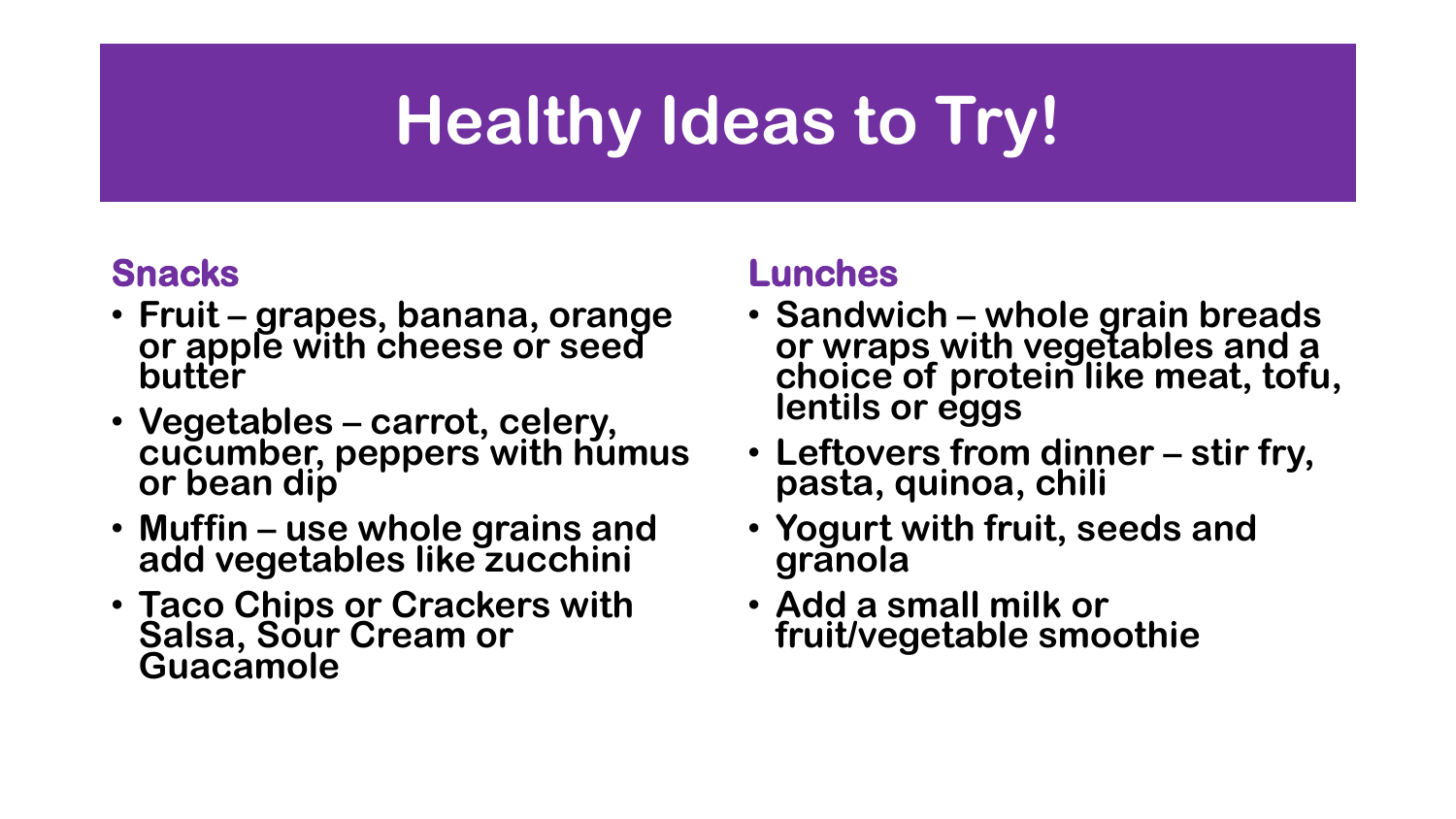# Healthy Ideas to Try!

## Snacks

- Fruit – grapes, banana, orange or apple with cheese or seed butter
- Vegetables – carrot, celery, cucumber, peppers with humus or bean dip
- Muffin – use whole grains and add vegetables like zucchini
- Taco Chips or Crackers with Salsa, Sour Cream or Guacamole

## Lunches

- Sandwich – whole grain breads or wraps with vegetables and a choice of protein like meat, tofu, lentils or eggs
- Leftovers from dinner – stir fry, pasta, quinoa, chili
- Yogurt with fruit, seeds and granola
- Add a small milk or fruit/vegetable smoothie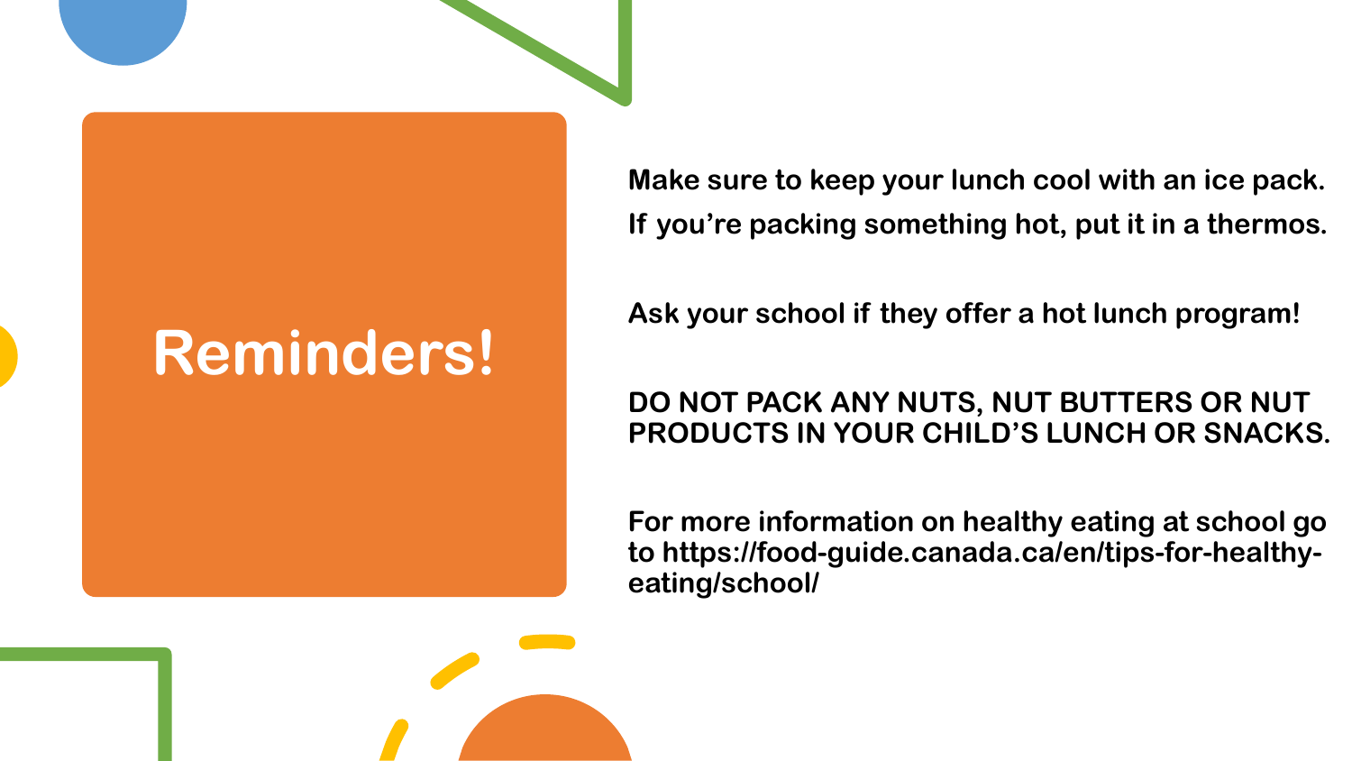# Reminders!

Make sure to keep your lunch cool with an ice pack. If you're packing something hot, put it in a thermos.

Ask your school if they offer a hot lunch program!

**DO NOT PACK ANY NUTS, NUT BUTTERS OR NUT PRODUCTS IN YOUR CHILD'S LUNCH OR SNACKS.**

For more information on healthy eating at school go to https://food-guide.canada.ca/en/tips-for-healthy-eating/school/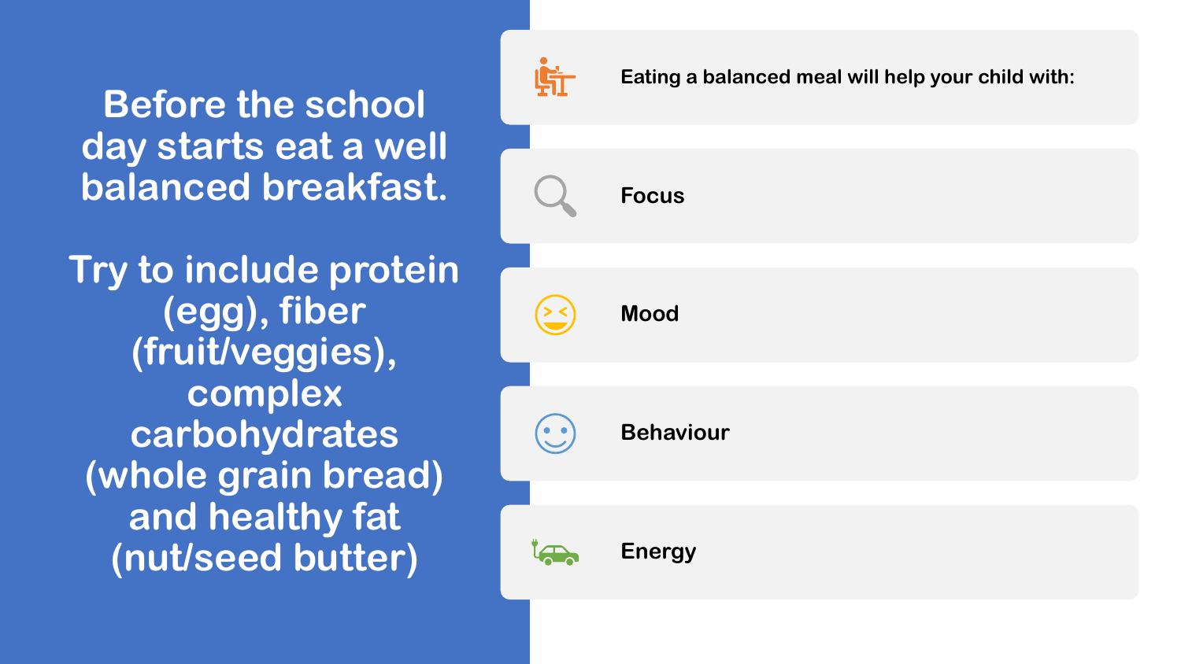# Before the school day starts eat a well balanced breakfast.

**Try to include protein (egg), fiber (fruit/veggies), complex carbohydrates (whole grain bread) and healthy fat (nut/seed butter)**

**Eating a balanced meal will help your child with:**

- **Focus**
- **Mood**
- **Behaviour**
- **Energy**